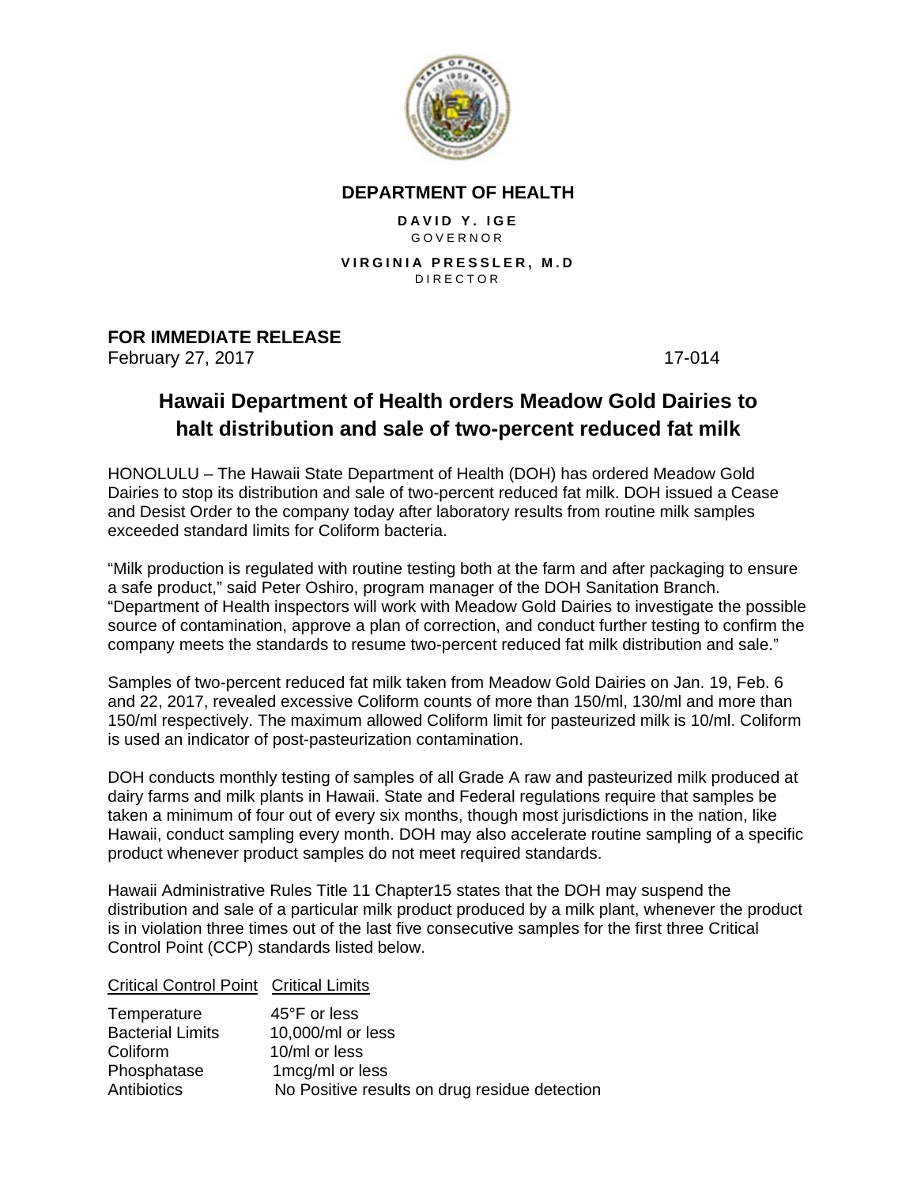**DEPARTMENT OF HEALTH**

**DAVID Y. IGE**
GOVERNOR

**VIRGINIA PRESSLER, M.D**
DIRECTOR

**FOR IMMEDIATE RELEASE**
February 27, 2017 17-014

# Hawaii Department of Health orders Meadow Gold Dairies to halt distribution and sale of two-percent reduced fat milk

HONOLULU – The Hawaii State Department of Health (DOH) has ordered Meadow Gold Dairies to stop its distribution and sale of two-percent reduced fat milk. DOH issued a Cease and Desist Order to the company today after laboratory results from routine milk samples exceeded standard limits for Coliform bacteria.

"Milk production is regulated with routine testing both at the farm and after packaging to ensure a safe product," said Peter Oshiro, program manager of the DOH Sanitation Branch. "Department of Health inspectors will work with Meadow Gold Dairies to investigate the possible source of contamination, approve a plan of correction, and conduct further testing to confirm the company meets the standards to resume two-percent reduced fat milk distribution and sale."

Samples of two-percent reduced fat milk taken from Meadow Gold Dairies on Jan. 19, Feb. 6 and 22, 2017, revealed excessive Coliform counts of more than 150/ml, 130/ml and more than 150/ml respectively. The maximum allowed Coliform limit for pasteurized milk is 10/ml. Coliform is used an indicator of post-pasteurization contamination.

DOH conducts monthly testing of samples of all Grade A raw and pasteurized milk produced at dairy farms and milk plants in Hawaii. State and Federal regulations require that samples be taken a minimum of four out of every six months, though most jurisdictions in the nation, like Hawaii, conduct sampling every month. DOH may also accelerate routine sampling of a specific product whenever product samples do not meet required standards.

Hawaii Administrative Rules Title 11 Chapter15 states that the DOH may suspend the distribution and sale of a particular milk product produced by a milk plant, whenever the product is in violation three times out of the last five consecutive samples for the first three Critical Control Point (CCP) standards listed below.

| Critical Control Point | Critical Limits |
|---|---|
| Temperature | 45°F or less |
| Bacterial Limits | 10,000/ml or less |
| Coliform | 10/ml or less |
| Phosphatase | 1mcg/ml or less |
| Antibiotics | No Positive results on drug residue detection |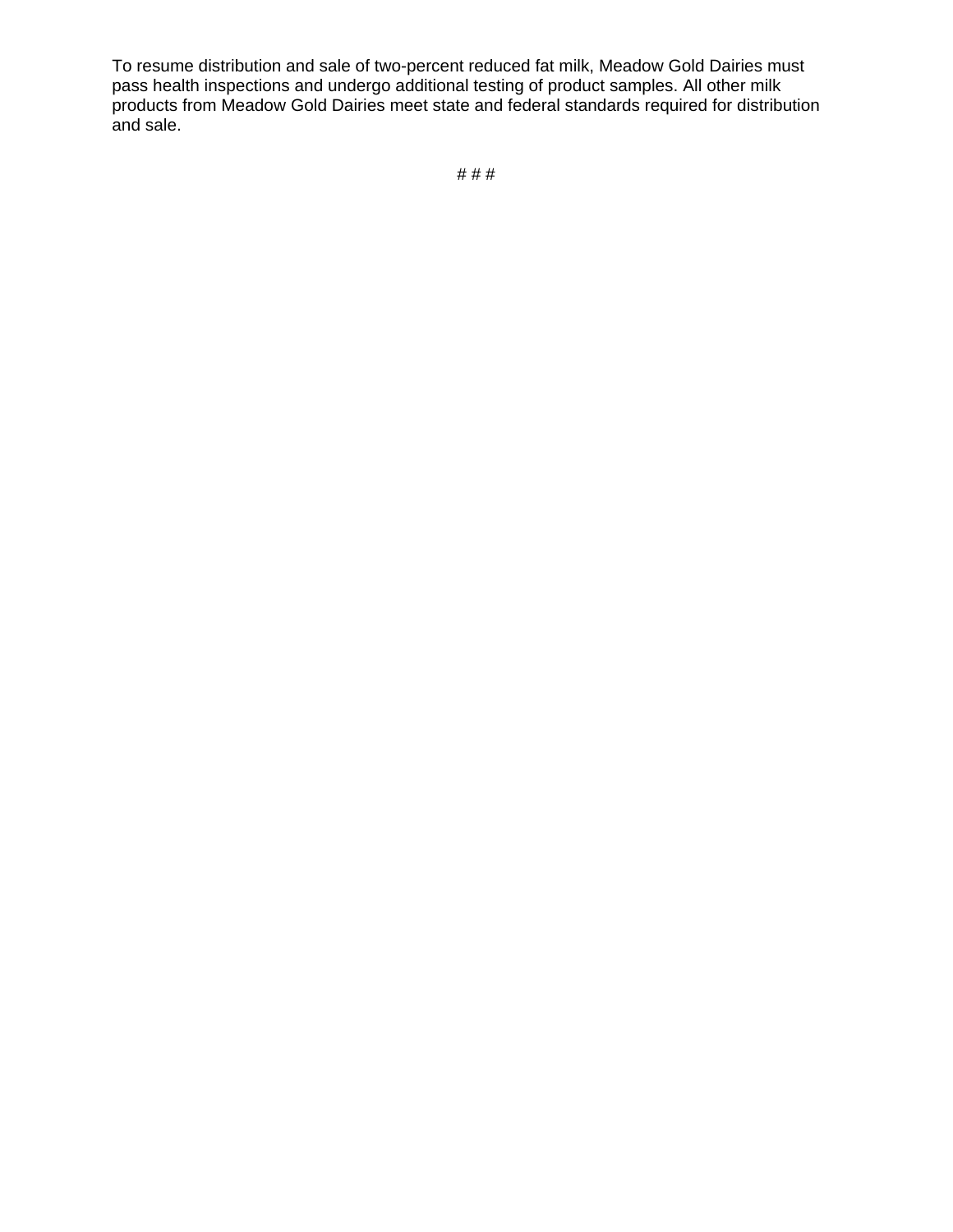To resume distribution and sale of two-percent reduced fat milk, Meadow Gold Dairies must pass health inspections and undergo additional testing of product samples. All other milk products from Meadow Gold Dairies meet state and federal standards required for distribution and sale.

# # #